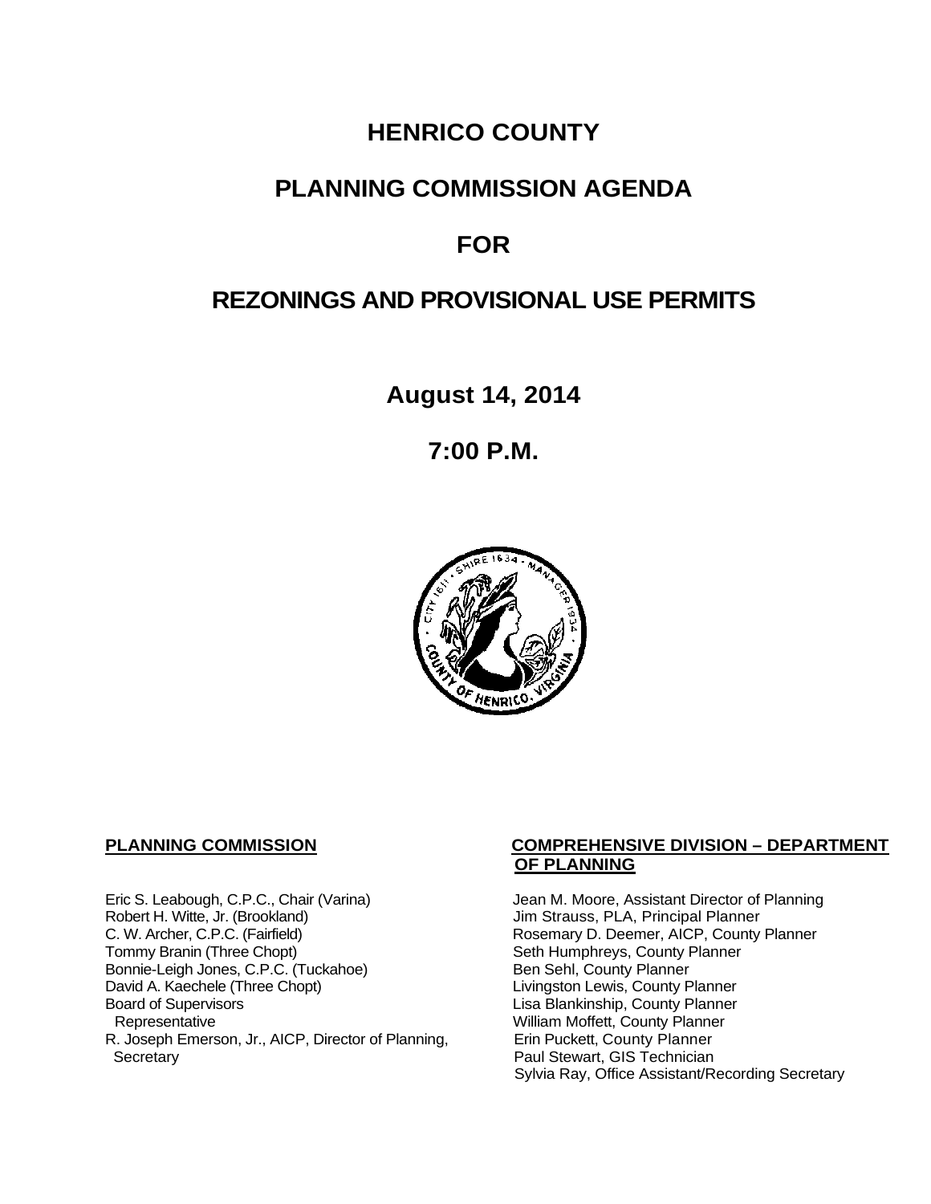# HENRICO COUNTY

# PLANNING COMMISSION AGENDA

# FOR

# REZONINGS AND PROVISIONAL USE PERMITS

## August 14, 2014

## 7:00 P.M.

**PLANNING COMMISSION**

Eric S. Leabough, C.P.C., Chair (Varina)
Robert H. Witte, Jr. (Brookland)
C. W. Archer, C.P.C. (Fairfield)
Tommy Branin (Three Chopt)
Bonnie-Leigh Jones, C.P.C. (Tuckahoe)
David A. Kaechele (Three Chopt)
Board of Supervisors
  Representative
R. Joseph Emerson, Jr., AICP, Director of Planning,
  Secretary

**COMPREHENSIVE DIVISION – DEPARTMENT OF PLANNING**

Jean M. Moore, Assistant Director of Planning
Jim Strauss, PLA, Principal Planner
Rosemary D. Deemer, AICP, County Planner
Seth Humphreys, County Planner
Ben Sehl, County Planner
Livingston Lewis, County Planner
Lisa Blankinship, County Planner
William Moffett, County Planner
Erin Puckett, County Planner
Paul Stewart, GIS Technician
Sylvia Ray, Office Assistant/Recording Secretary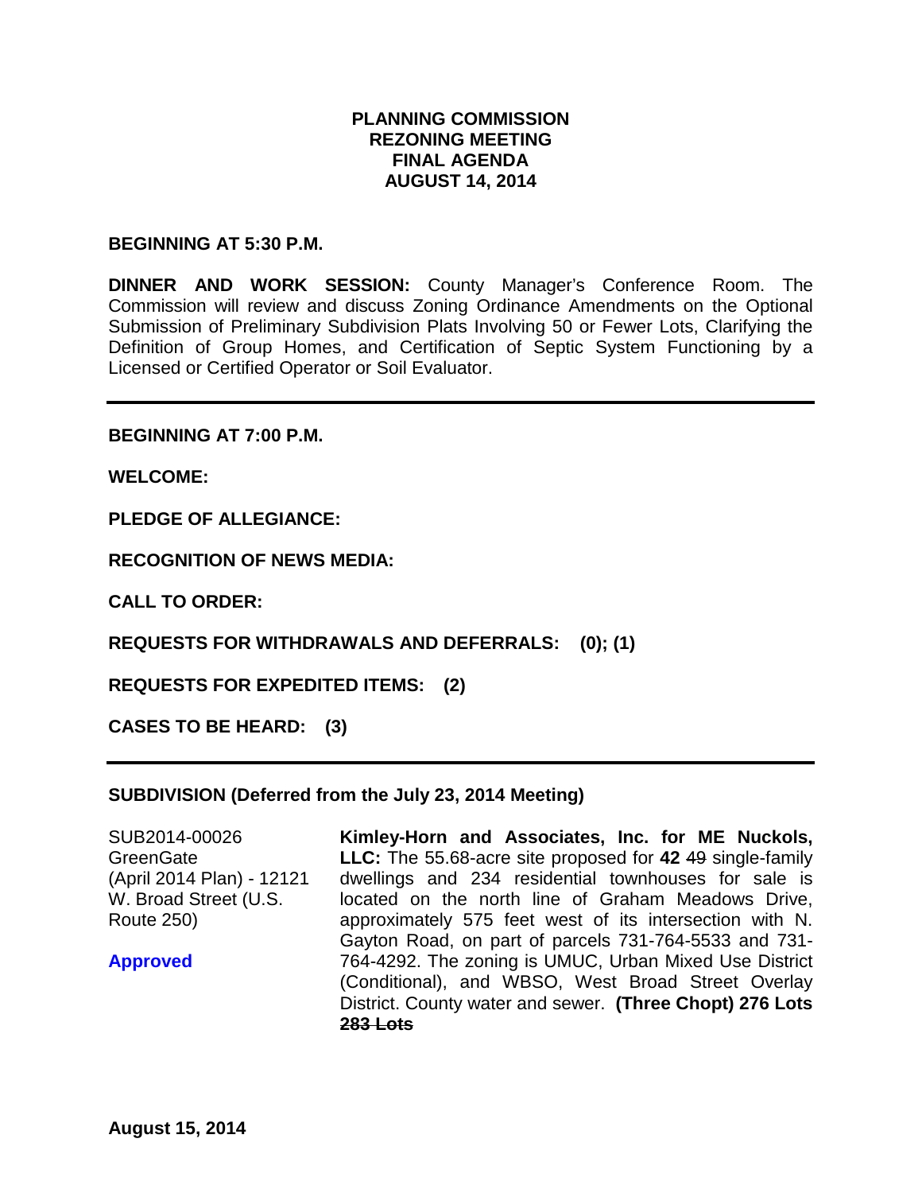**PLANNING COMMISSION**
**REZONING MEETING**
**FINAL AGENDA**
**AUGUST 14, 2014**

**BEGINNING AT 5:30 P.M.**

**DINNER AND WORK SESSION:** County Manager's Conference Room. The Commission will review and discuss Zoning Ordinance Amendments on the Optional Submission of Preliminary Subdivision Plats Involving 50 or Fewer Lots, Clarifying the Definition of Group Homes, and Certification of Septic System Functioning by a Licensed or Certified Operator or Soil Evaluator.

---

**BEGINNING AT 7:00 P.M.**

**WELCOME:**

**PLEDGE OF ALLEGIANCE:**

**RECOGNITION OF NEWS MEDIA:**

**CALL TO ORDER:**

**REQUESTS FOR WITHDRAWALS AND DEFERRALS: (0); (1)**

**REQUESTS FOR EXPEDITED ITEMS: (2)**

**CASES TO BE HEARD: (3)**

---

**SUBDIVISION (Deferred from the July 23, 2014 Meeting)**

| | |
|---|---|
| SUB2014-00026 GreenGate (April 2014 Plan) - 12121 W. Broad Street (U.S. Route 250)<br><br>**Approved** | **Kimley-Horn and Associates, Inc. for ME Nuckols, LLC:** The 55.68-acre site proposed for **42** ~~49~~ single-family dwellings and 234 residential townhouses for sale is located on the north line of Graham Meadows Drive, approximately 575 feet west of its intersection with N. Gayton Road, on part of parcels 731-764-5533 and 731-764-4292. The zoning is UMUC, Urban Mixed Use District (Conditional), and WBSO, West Broad Street Overlay District. County water and sewer. **(Three Chopt) 276 Lots** ~~**283 Lots**~~ |

**August 15, 2014**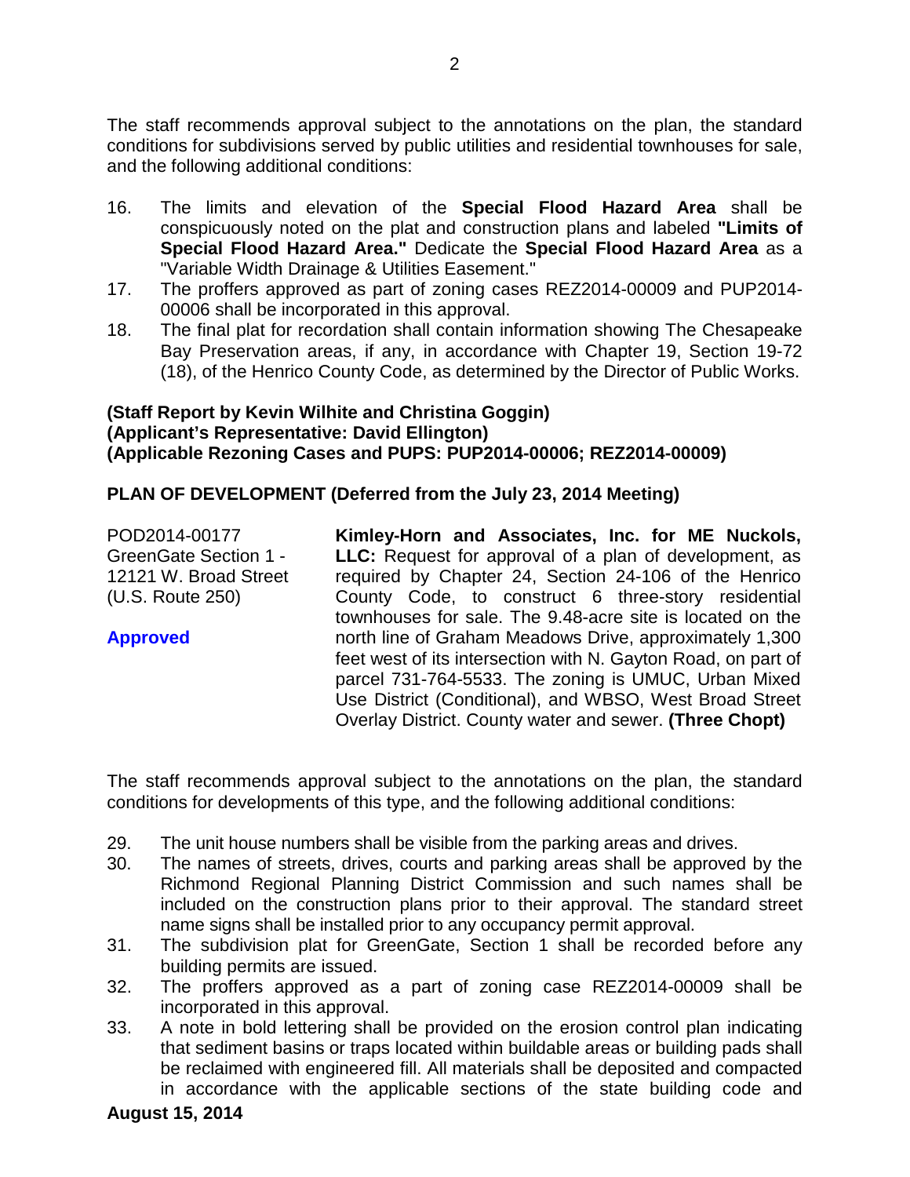The staff recommends approval subject to the annotations on the plan, the standard conditions for subdivisions served by public utilities and residential townhouses for sale, and the following additional conditions:

16. The limits and elevation of the **Special Flood Hazard Area** shall be conspicuously noted on the plat and construction plans and labeled **"Limits of Special Flood Hazard Area."** Dedicate the **Special Flood Hazard Area** as a "Variable Width Drainage & Utilities Easement."
17. The proffers approved as part of zoning cases REZ2014-00009 and PUP2014-00006 shall be incorporated in this approval.
18. The final plat for recordation shall contain information showing The Chesapeake Bay Preservation areas, if any, in accordance with Chapter 19, Section 19-72 (18), of the Henrico County Code, as determined by the Director of Public Works.

**(Staff Report by Kevin Wilhite and Christina Goggin)**
**(Applicant's Representative: David Ellington)**
**(Applicable Rezoning Cases and PUPS: PUP2014-00006; REZ2014-00009)**

**PLAN OF DEVELOPMENT (Deferred from the July 23, 2014 Meeting)**

POD2014-00177
GreenGate Section 1 -
12121 W. Broad Street
(U.S. Route 250)

**Approved**

**Kimley-Horn and Associates, Inc. for ME Nuckols, LLC:** Request for approval of a plan of development, as required by Chapter 24, Section 24-106 of the Henrico County Code, to construct 6 three-story residential townhouses for sale. The 9.48-acre site is located on the north line of Graham Meadows Drive, approximately 1,300 feet west of its intersection with N. Gayton Road, on part of parcel 731-764-5533. The zoning is UMUC, Urban Mixed Use District (Conditional), and WBSO, West Broad Street Overlay District. County water and sewer. **(Three Chopt)**

The staff recommends approval subject to the annotations on the plan, the standard conditions for developments of this type, and the following additional conditions:

29. The unit house numbers shall be visible from the parking areas and drives.
30. The names of streets, drives, courts and parking areas shall be approved by the Richmond Regional Planning District Commission and such names shall be included on the construction plans prior to their approval. The standard street name signs shall be installed prior to any occupancy permit approval.
31. The subdivision plat for GreenGate, Section 1 shall be recorded before any building permits are issued.
32. The proffers approved as a part of zoning case REZ2014-00009 shall be incorporated in this approval.
33. A note in bold lettering shall be provided on the erosion control plan indicating that sediment basins or traps located within buildable areas or building pads shall be reclaimed with engineered fill. All materials shall be deposited and compacted in accordance with the applicable sections of the state building code and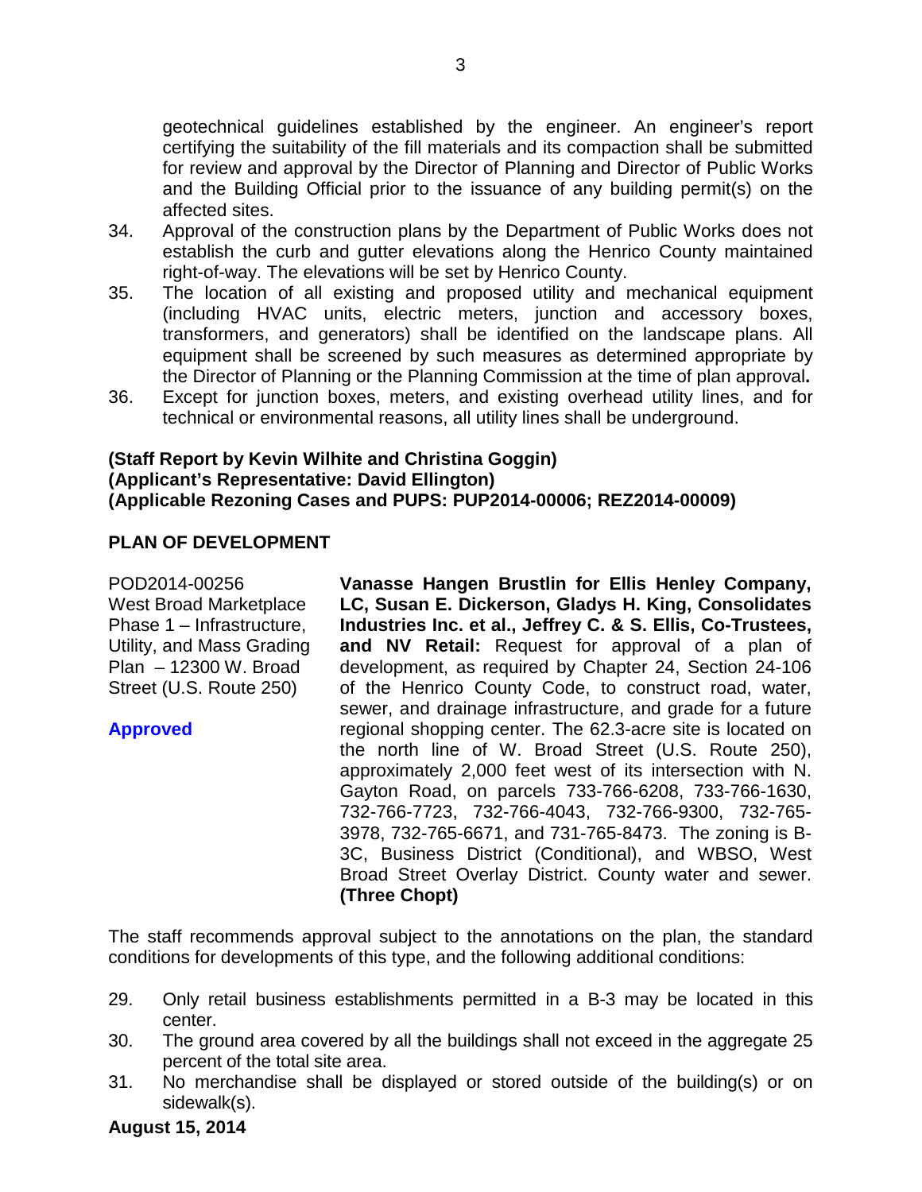geotechnical guidelines established by the engineer. An engineer's report certifying the suitability of the fill materials and its compaction shall be submitted for review and approval by the Director of Planning and Director of Public Works and the Building Official prior to the issuance of any building permit(s) on the affected sites.

34. Approval of the construction plans by the Department of Public Works does not establish the curb and gutter elevations along the Henrico County maintained right-of-way. The elevations will be set by Henrico County.
35. The location of all existing and proposed utility and mechanical equipment (including HVAC units, electric meters, junction and accessory boxes, transformers, and generators) shall be identified on the landscape plans. All equipment shall be screened by such measures as determined appropriate by the Director of Planning or the Planning Commission at the time of plan approval**.**
36. Except for junction boxes, meters, and existing overhead utility lines, and for technical or environmental reasons, all utility lines shall be underground.

**(Staff Report by Kevin Wilhite and Christina Goggin)**
**(Applicant's Representative: David Ellington)**
**(Applicable Rezoning Cases and PUPS: PUP2014-00006; REZ2014-00009)**

**PLAN OF DEVELOPMENT**

POD2014-00256
West Broad Marketplace Phase 1 – Infrastructure, Utility, and Mass Grading Plan – 12300 W. Broad Street (U.S. Route 250)

**Approved**

**Vanasse Hangen Brustlin for Ellis Henley Company, LC, Susan E. Dickerson, Gladys H. King, Consolidates Industries Inc. et al., Jeffrey C. & S. Ellis, Co-Trustees, and NV Retail:** Request for approval of a plan of development, as required by Chapter 24, Section 24-106 of the Henrico County Code, to construct road, water, sewer, and drainage infrastructure, and grade for a future regional shopping center. The 62.3-acre site is located on the north line of W. Broad Street (U.S. Route 250), approximately 2,000 feet west of its intersection with N. Gayton Road, on parcels 733-766-6208, 733-766-1630, 732-766-7723, 732-766-4043, 732-766-9300, 732-765-3978, 732-765-6671, and 731-765-8473. The zoning is B-3C, Business District (Conditional), and WBSO, West Broad Street Overlay District. County water and sewer. **(Three Chopt)**

The staff recommends approval subject to the annotations on the plan, the standard conditions for developments of this type, and the following additional conditions:

29. Only retail business establishments permitted in a B-3 may be located in this center.
30. The ground area covered by all the buildings shall not exceed in the aggregate 25 percent of the total site area.
31. No merchandise shall be displayed or stored outside of the building(s) or on sidewalk(s).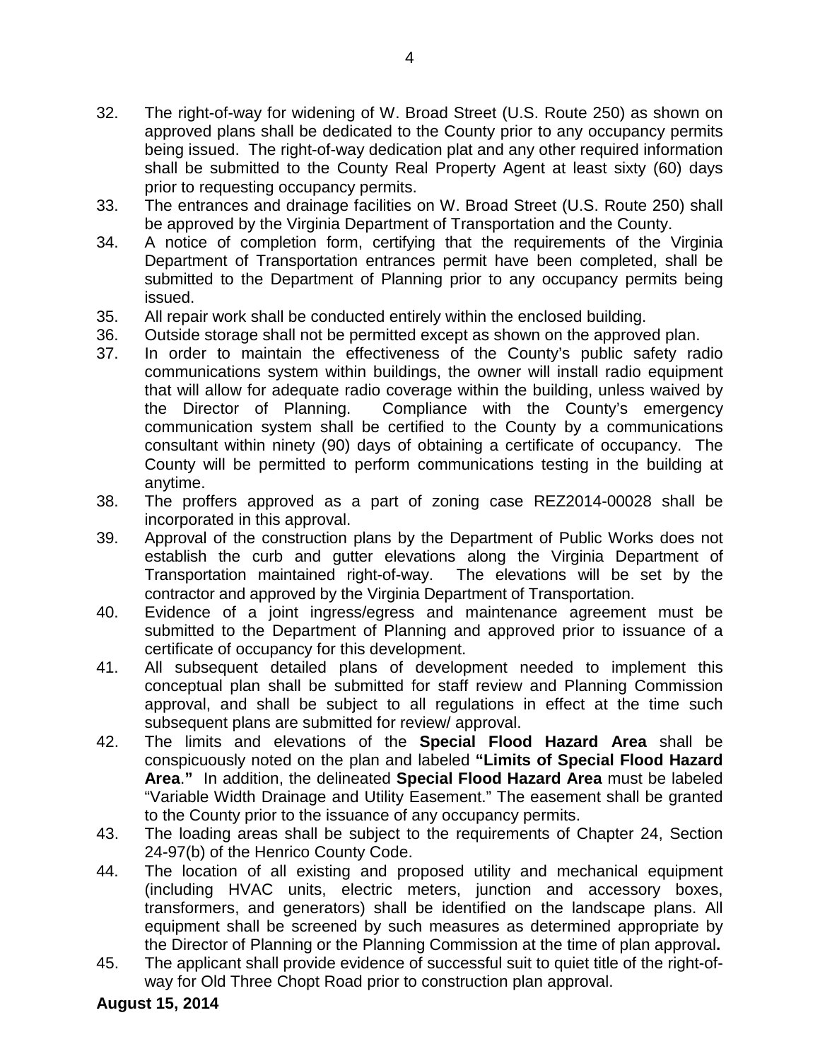32. The right-of-way for widening of W. Broad Street (U.S. Route 250) as shown on approved plans shall be dedicated to the County prior to any occupancy permits being issued. The right-of-way dedication plat and any other required information shall be submitted to the County Real Property Agent at least sixty (60) days prior to requesting occupancy permits.
33. The entrances and drainage facilities on W. Broad Street (U.S. Route 250) shall be approved by the Virginia Department of Transportation and the County.
34. A notice of completion form, certifying that the requirements of the Virginia Department of Transportation entrances permit have been completed, shall be submitted to the Department of Planning prior to any occupancy permits being issued.
35. All repair work shall be conducted entirely within the enclosed building.
36. Outside storage shall not be permitted except as shown on the approved plan.
37. In order to maintain the effectiveness of the County's public safety radio communications system within buildings, the owner will install radio equipment that will allow for adequate radio coverage within the building, unless waived by the Director of Planning. Compliance with the County's emergency communication system shall be certified to the County by a communications consultant within ninety (90) days of obtaining a certificate of occupancy. The County will be permitted to perform communications testing in the building at anytime.
38. The proffers approved as a part of zoning case REZ2014-00028 shall be incorporated in this approval.
39. Approval of the construction plans by the Department of Public Works does not establish the curb and gutter elevations along the Virginia Department of Transportation maintained right-of-way. The elevations will be set by the contractor and approved by the Virginia Department of Transportation.
40. Evidence of a joint ingress/egress and maintenance agreement must be submitted to the Department of Planning and approved prior to issuance of a certificate of occupancy for this development.
41. All subsequent detailed plans of development needed to implement this conceptual plan shall be submitted for staff review and Planning Commission approval, and shall be subject to all regulations in effect at the time such subsequent plans are submitted for review/ approval.
42. The limits and elevations of the **Special Flood Hazard Area** shall be conspicuously noted on the plan and labeled **"Limits of Special Flood Hazard Area."** In addition, the delineated **Special Flood Hazard Area** must be labeled "Variable Width Drainage and Utility Easement." The easement shall be granted to the County prior to the issuance of any occupancy permits.
43. The loading areas shall be subject to the requirements of Chapter 24, Section 24-97(b) of the Henrico County Code.
44. The location of all existing and proposed utility and mechanical equipment (including HVAC units, electric meters, junction and accessory boxes, transformers, and generators) shall be identified on the landscape plans. All equipment shall be screened by such measures as determined appropriate by the Director of Planning or the Planning Commission at the time of plan approval.
45. The applicant shall provide evidence of successful suit to quiet title of the right-of-way for Old Three Chopt Road prior to construction plan approval.

**August 15, 2014**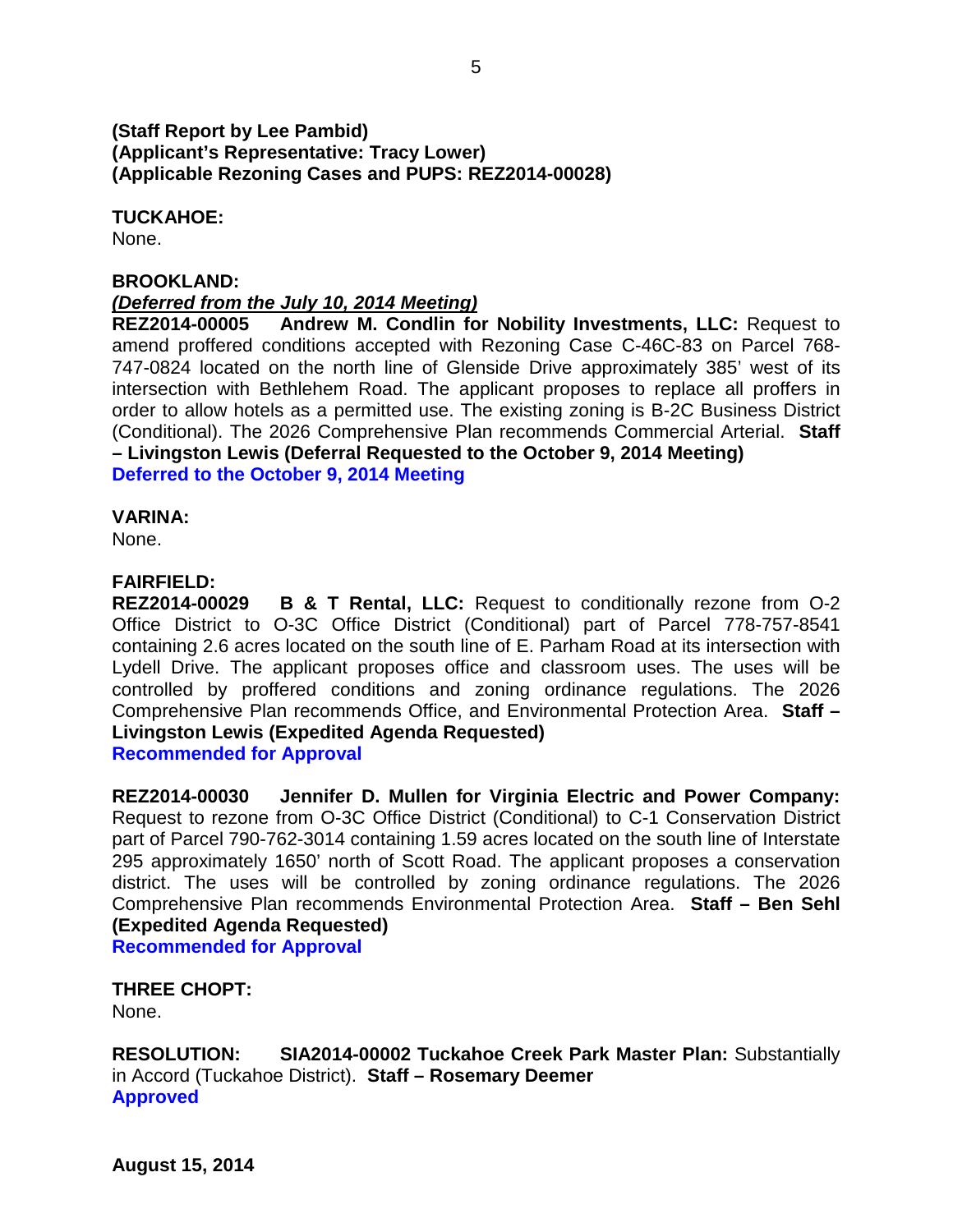**(Staff Report by Lee Pambid)**
**(Applicant's Representative: Tracy Lower)**
**(Applicable Rezoning Cases and PUPS: REZ2014-00028)**

**TUCKAHOE:**
None.

**BROOKLAND:**
***(Deferred from the July 10, 2014 Meeting)***
**REZ2014-00005 Andrew M. Condlin for Nobility Investments, LLC:** Request to amend proffered conditions accepted with Rezoning Case C-46C-83 on Parcel 768-747-0824 located on the north line of Glenside Drive approximately 385' west of its intersection with Bethlehem Road. The applicant proposes to replace all proffers in order to allow hotels as a permitted use. The existing zoning is B-2C Business District (Conditional). The 2026 Comprehensive Plan recommends Commercial Arterial. **Staff – Livingston Lewis (Deferral Requested to the October 9, 2014 Meeting)**
**Deferred to the October 9, 2014 Meeting**

**VARINA:**
None.

**FAIRFIELD:**
**REZ2014-00029 B & T Rental, LLC:** Request to conditionally rezone from O-2 Office District to O-3C Office District (Conditional) part of Parcel 778-757-8541 containing 2.6 acres located on the south line of E. Parham Road at its intersection with Lydell Drive. The applicant proposes office and classroom uses. The uses will be controlled by proffered conditions and zoning ordinance regulations. The 2026 Comprehensive Plan recommends Office, and Environmental Protection Area. **Staff – Livingston Lewis (Expedited Agenda Requested)**
**Recommended for Approval**

**REZ2014-00030 Jennifer D. Mullen for Virginia Electric and Power Company:** Request to rezone from O-3C Office District (Conditional) to C-1 Conservation District part of Parcel 790-762-3014 containing 1.59 acres located on the south line of Interstate 295 approximately 1650' north of Scott Road. The applicant proposes a conservation district. The uses will be controlled by zoning ordinance regulations. The 2026 Comprehensive Plan recommends Environmental Protection Area. **Staff – Ben Sehl (Expedited Agenda Requested)**
**Recommended for Approval**

**THREE CHOPT:**
None.

**RESOLUTION: SIA2014-00002 Tuckahoe Creek Park Master Plan:** Substantially in Accord (Tuckahoe District). **Staff – Rosemary Deemer**
**Approved**

**August 15, 2014**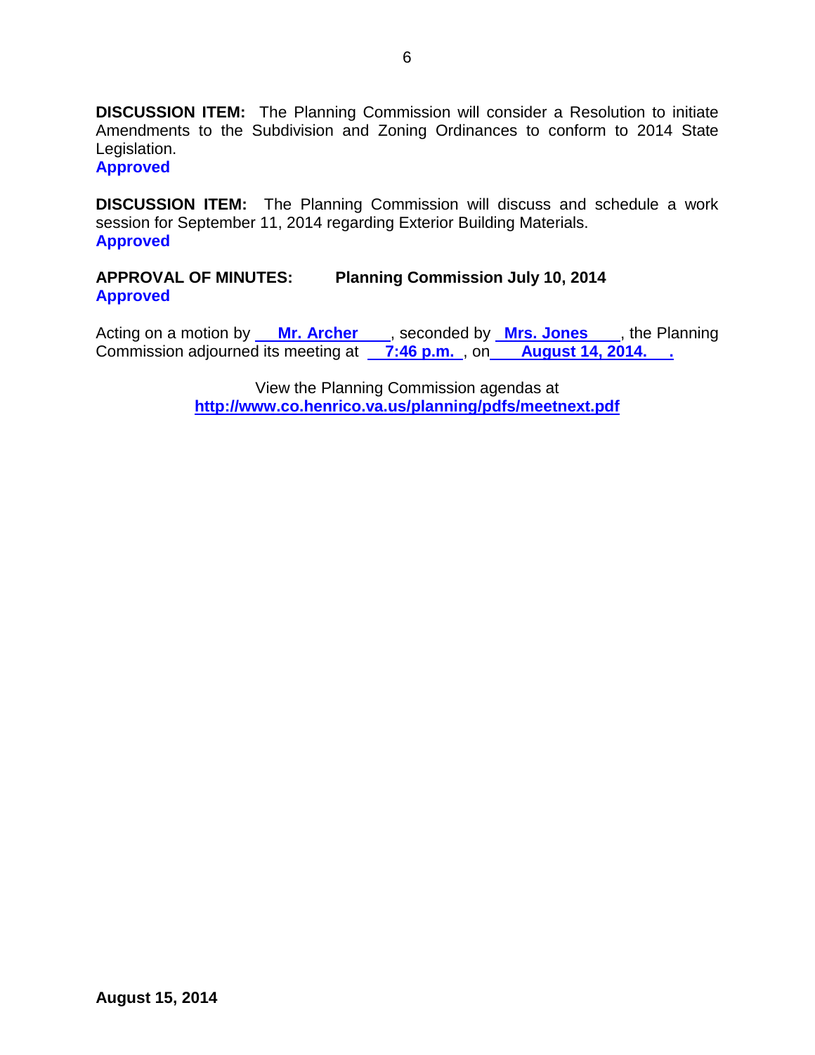**DISCUSSION ITEM:** The Planning Commission will consider a Resolution to initiate Amendments to the Subdivision and Zoning Ordinances to conform to 2014 State Legislation.
**Approved**

**DISCUSSION ITEM:** The Planning Commission will discuss and schedule a work session for September 11, 2014 regarding Exterior Building Materials.
**Approved**

**APPROVAL OF MINUTES: Planning Commission July 10, 2014**
**Approved**

Acting on a motion by **Mr. Archer**, seconded by **Mrs. Jones**, the Planning Commission adjourned its meeting at **7:46 p.m.**, on **August 14, 2014.**

View the Planning Commission agendas at
**http://www.co.henrico.va.us/planning/pdfs/meetnext.pdf**

**August 15, 2014**